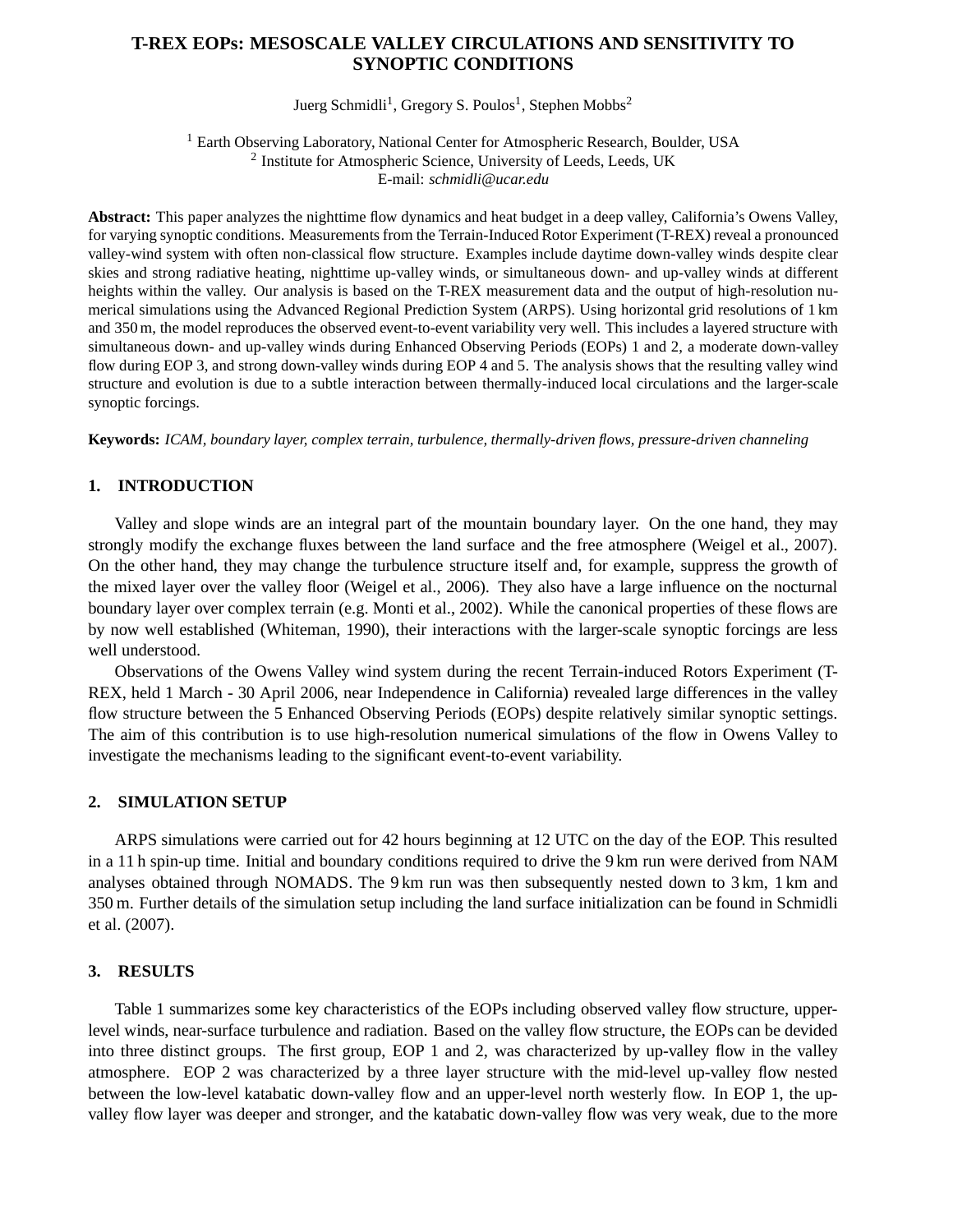# T-REX EOPs: MESOSCALE VALLEY CIRCULATIONS AND SENSITIVITY TO SYNOPTIC CONDITIONS

Juerg Schmidli[1], Gregory S. Poulos[1], Stephen Mobbs[2]

[1] Earth Observing Laboratory, National Center for Atmospheric Research, Boulder, USA
[2] Institute for Atmospheric Science, University of Leeds, Leeds, UK
E-mail: *schmidli@ucar.edu*

**Abstract:** This paper analyzes the nighttime flow dynamics and heat budget in a deep valley, California's Owens Valley, for varying synoptic conditions. Measurements from the Terrain-Induced Rotor Experiment (T-REX) reveal a pronounced valley-wind system with often non-classical flow structure. Examples include daytime down-valley winds despite clear skies and strong radiative heating, nighttime up-valley winds, or simultaneous down- and up-valley winds at different heights within the valley. Our analysis is based on the T-REX measurement data and the output of high-resolution numerical simulations using the Advanced Regional Prediction System (ARPS). Using horizontal grid resolutions of 1 km and 350 m, the model reproduces the observed event-to-event variability very well. This includes a layered structure with simultaneous down- and up-valley winds during Enhanced Observing Periods (EOPs) 1 and 2, a moderate down-valley flow during EOP 3, and strong down-valley winds during EOP 4 and 5. The analysis shows that the resulting valley wind structure and evolution is due to a subtle interaction between thermally-induced local circulations and the larger-scale synoptic forcings.

**Keywords:** *ICAM, boundary layer, complex terrain, turbulence, thermally-driven flows, pressure-driven channeling*

## 1. INTRODUCTION

Valley and slope winds are an integral part of the mountain boundary layer. On the one hand, they may strongly modify the exchange fluxes between the land surface and the free atmosphere (Weigel et al., 2007). On the other hand, they may change the turbulence structure itself and, for example, suppress the growth of the mixed layer over the valley floor (Weigel et al., 2006). They also have a large influence on the nocturnal boundary layer over complex terrain (e.g. Monti et al., 2002). While the canonical properties of these flows are by now well established (Whiteman, 1990), their interactions with the larger-scale synoptic forcings are less well understood.

Observations of the Owens Valley wind system during the recent Terrain-induced Rotors Experiment (T-REX, held 1 March - 30 April 2006, near Independence in California) revealed large differences in the valley flow structure between the 5 Enhanced Observing Periods (EOPs) despite relatively similar synoptic settings. The aim of this contribution is to use high-resolution numerical simulations of the flow in Owens Valley to investigate the mechanisms leading to the significant event-to-event variability.

## 2. SIMULATION SETUP

ARPS simulations were carried out for 42 hours beginning at 12 UTC on the day of the EOP. This resulted in a 11 h spin-up time. Initial and boundary conditions required to drive the 9 km run were derived from NAM analyses obtained through NOMADS. The 9 km run was then subsequently nested down to 3 km, 1 km and 350 m. Further details of the simulation setup including the land surface initialization can be found in Schmidli et al. (2007).

## 3. RESULTS

Table 1 summarizes some key characteristics of the EOPs including observed valley flow structure, upper-level winds, near-surface turbulence and radiation. Based on the valley flow structure, the EOPs can be devided into three distinct groups. The first group, EOP 1 and 2, was characterized by up-valley flow in the valley atmosphere. EOP 2 was characterized by a three layer structure with the mid-level up-valley flow nested between the low-level katabatic down-valley flow and an upper-level north westerly flow. In EOP 1, the up-valley flow layer was deeper and stronger, and the katabatic down-valley flow was very weak, due to the more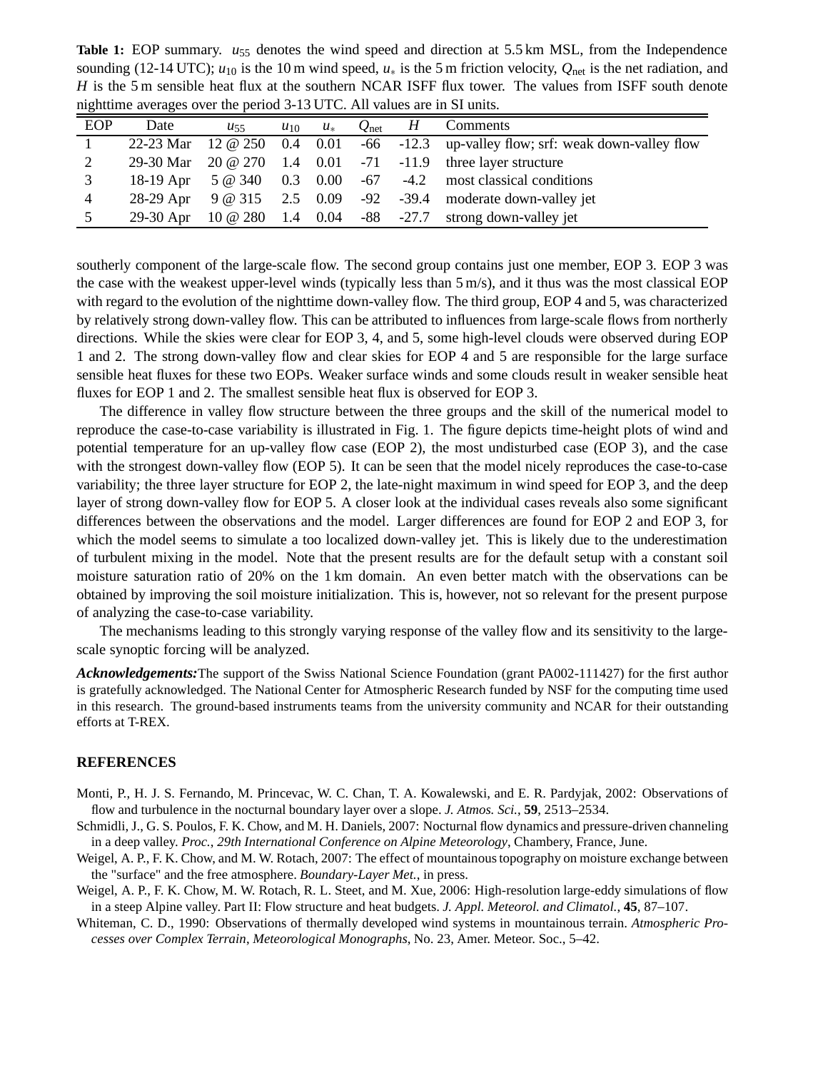**Table 1:** EOP summary. $u_{55}$ denotes the wind speed and direction at 5.5 km MSL, from the Independence sounding (12-14 UTC); $u_{10}$ is the 10 m wind speed, $u_*$ is the 5 m friction velocity, $Q_{\mathrm{net}}$ is the net radiation, and $H$ is the 5 m sensible heat flux at the southern NCAR ISFF flux tower. The values from ISFF south denote nighttime averages over the period 3-13 UTC. All values are in SI units.

| EOP | Date | $u_{55}$ | $u_{10}$ | $u_*$ | $Q_{\mathrm{net}}$ | $H$ | Comments |
|---|---|---|---|---|---|---|---|
| 1 | 22-23 Mar | 12 @ 250 | 0.4 | 0.01 | -66 | -12.3 | up-valley flow; srf: weak down-valley flow |
| 2 | 29-30 Mar | 20 @ 270 | 1.4 | 0.01 | -71 | -11.9 | three layer structure |
| 3 | 18-19 Apr | 5 @ 340 | 0.3 | 0.00 | -67 | -4.2 | most classical conditions |
| 4 | 28-29 Apr | 9 @ 315 | 2.5 | 0.09 | -92 | -39.4 | moderate down-valley jet |
| 5 | 29-30 Apr | 10 @ 280 | 1.4 | 0.04 | -88 | -27.7 | strong down-valley jet |

southerly component of the large-scale flow. The second group contains just one member, EOP 3. EOP 3 was the case with the weakest upper-level winds (typically less than 5 m/s), and it thus was the most classical EOP with regard to the evolution of the nighttime down-valley flow. The third group, EOP 4 and 5, was characterized by relatively strong down-valley flow. This can be attributed to influences from large-scale flows from northerly directions. While the skies were clear for EOP 3, 4, and 5, some high-level clouds were observed during EOP 1 and 2. The strong down-valley flow and clear skies for EOP 4 and 5 are responsible for the large surface sensible heat fluxes for these two EOPs. Weaker surface winds and some clouds result in weaker sensible heat fluxes for EOP 1 and 2. The smallest sensible heat flux is observed for EOP 3.

The difference in valley flow structure between the three groups and the skill of the numerical model to reproduce the case-to-case variability is illustrated in Fig. 1. The figure depicts time-height plots of wind and potential temperature for an up-valley flow case (EOP 2), the most undisturbed case (EOP 3), and the case with the strongest down-valley flow (EOP 5). It can be seen that the model nicely reproduces the case-to-case variability; the three layer structure for EOP 2, the late-night maximum in wind speed for EOP 3, and the deep layer of strong down-valley flow for EOP 5. A closer look at the individual cases reveals also some significant differences between the observations and the model. Larger differences are found for EOP 2 and EOP 3, for which the model seems to simulate a too localized down-valley jet. This is likely due to the underestimation of turbulent mixing in the model. Note that the present results are for the default setup with a constant soil moisture saturation ratio of 20% on the 1 km domain. An even better match with the observations can be obtained by improving the soil moisture initialization. This is, however, not so relevant for the present purpose of analyzing the case-to-case variability.

The mechanisms leading to this strongly varying response of the valley flow and its sensitivity to the large-scale synoptic forcing will be analyzed.

***Acknowledgements:*** The support of the Swiss National Science Foundation (grant PA002-111427) for the first author is gratefully acknowledged. The National Center for Atmospheric Research funded by NSF for the computing time used in this research. The ground-based instruments teams from the university community and NCAR for their outstanding efforts at T-REX.

## REFERENCES

Monti, P., H. J. S. Fernando, M. Princevac, W. C. Chan, T. A. Kowalewski, and E. R. Pardyjak, 2002: Observations of flow and turbulence in the nocturnal boundary layer over a slope. *J. Atmos. Sci.*, **59**, 2513–2534.

Schmidli, J., G. S. Poulos, F. K. Chow, and M. H. Daniels, 2007: Nocturnal flow dynamics and pressure-driven channeling in a deep valley. *Proc., 29th International Conference on Alpine Meteorology*, Chambery, France, June.

Weigel, A. P., F. K. Chow, and M. W. Rotach, 2007: The effect of mountainous topography on moisture exchange between the "surface" and the free atmosphere. *Boundary-Layer Met.*, in press.

Weigel, A. P., F. K. Chow, M. W. Rotach, R. L. Steet, and M. Xue, 2006: High-resolution large-eddy simulations of flow in a steep Alpine valley. Part II: Flow structure and heat budgets. *J. Appl. Meteorol. and Climatol.*, **45**, 87–107.

Whiteman, C. D., 1990: Observations of thermally developed wind systems in mountainous terrain. *Atmospheric Processes over Complex Terrain*, *Meteorological Monographs*, No. 23, Amer. Meteor. Soc., 5–42.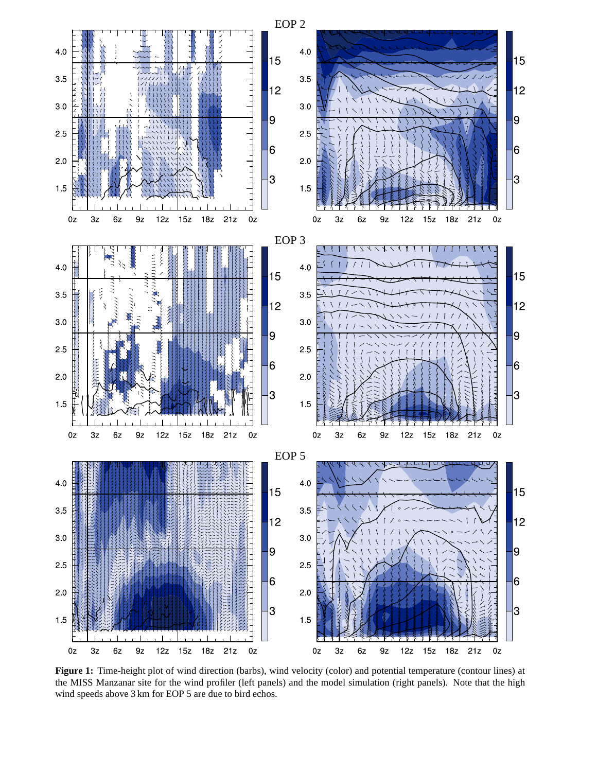EOP 2

4.0
3.5
3.0
2.5
2.0
1.5

0z 3z 6z 9z 12z 15z 18z 21z 0z

15
12
9
6
3

EOP 3

4.0
3.5
3.0
2.5
2.0
1.5

0z 3z 6z 9z 12z 15z 18z 21z 0z

15
12
9
6
3

EOP 5

4.0
3.5
3.0
2.5
2.0
1.5

0z 3z 6z 9z 12z 15z 18z 21z 0z

15
12
9
6
3

**Figure 1:** Time-height plot of wind direction (barbs), wind velocity (color) and potential temperature (contour lines) at the MISS Manzanar site for the wind profiler (left panels) and the model simulation (right panels). Note that the high wind speeds above 3 km for EOP 5 are due to bird echos.